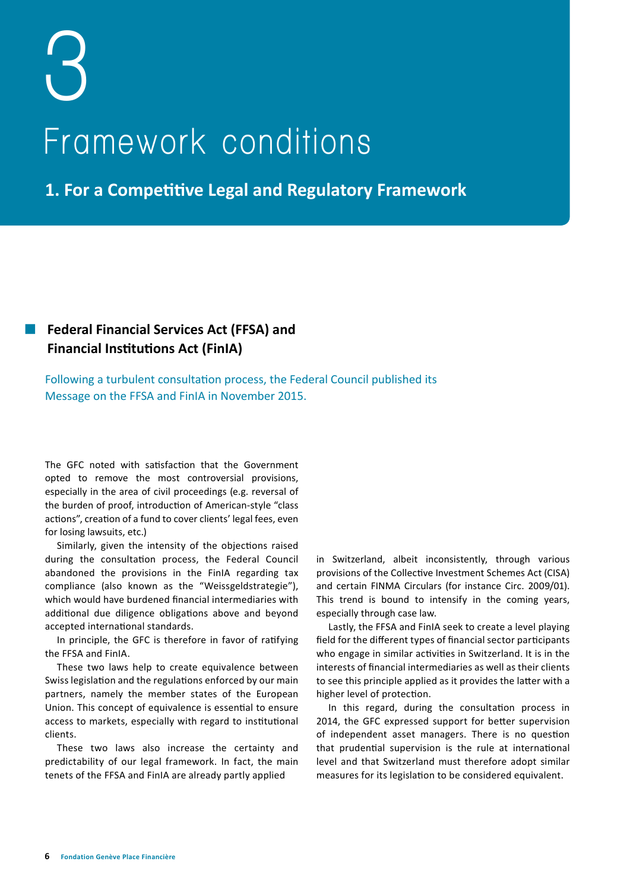# 3

# Framework conditions

## 1. For a Competitive Legal and Regulatory Framework

### Federal Financial Services Act (FFSA) and Financial Institutions Act (FinIA)

Following a turbulent consultation process, the Federal Council published its Message on the FFSA and FinIA in November 2015.

The GFC noted with satisfaction that the Government opted to remove the most controversial provisions, especially in the area of civil proceedings (e.g. reversal of the burden of proof, introduction of American-style "class actions", creation of a fund to cover clients' legal fees, even for losing lawsuits, etc.)

Similarly, given the intensity of the objections raised during the consultation process, the Federal Council abandoned the provisions in the FinIA regarding tax compliance (also known as the "Weissgeldstrategie"), which would have burdened financial intermediaries with additional due diligence obligations above and beyond accepted international standards.

In principle, the GFC is therefore in favor of ratifying the FFSA and FinIA.

These two laws help to create equivalence between Swiss legislation and the regulations enforced by our main partners, namely the member states of the European Union. This concept of equivalence is essential to ensure access to markets, especially with regard to institutional clients.

These two laws also increase the certainty and predictability of our legal framework. In fact, the main tenets of the FFSA and FinIA are already partly applied in Switzerland, albeit inconsistently, through various provisions of the Collective Investment Schemes Act (CISA) and certain FINMA Circulars (for instance Circ. 2009/01). This trend is bound to intensify in the coming years, especially through case law.

Lastly, the FFSA and FinIA seek to create a level playing field for the different types of financial sector participants who engage in similar activities in Switzerland. It is in the interests of financial intermediaries as well as their clients to see this principle applied as it provides the latter with a higher level of protection.

In this regard, during the consultation process in 2014, the GFC expressed support for better supervision of independent asset managers. There is no question that prudential supervision is the rule at international level and that Switzerland must therefore adopt similar measures for its legislation to be considered equivalent.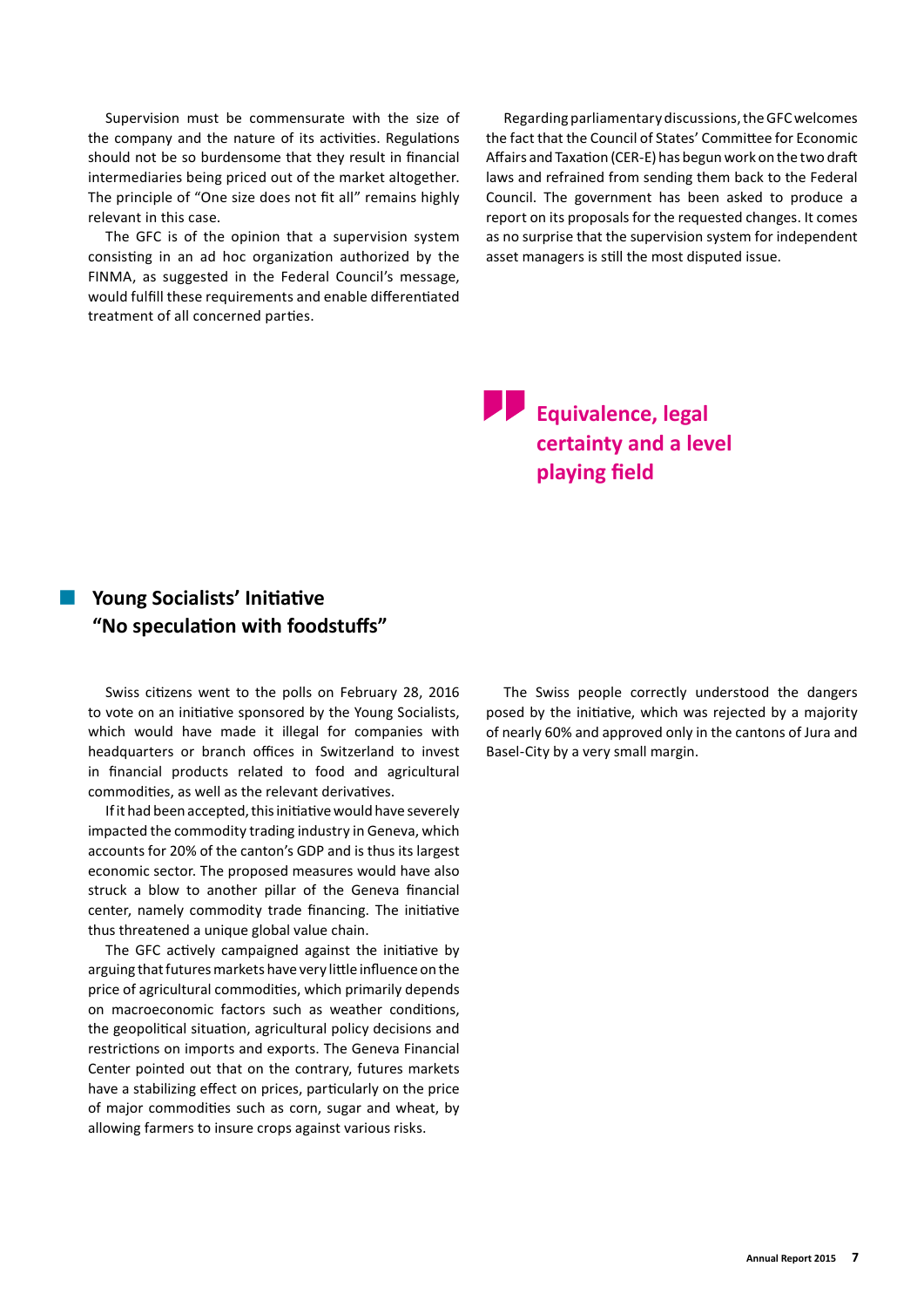Supervision must be commensurate with the size of the company and the nature of its activities. Regulations should not be so burdensome that they result in financial intermediaries being priced out of the market altogether. The principle of "One size does not fit all" remains highly relevant in this case.

The GFC is of the opinion that a supervision system consisting in an ad hoc organization authorized by the FINMA, as suggested in the Federal Council's message, would fulfill these requirements and enable differentiated treatment of all concerned parties.

Regarding parliamentary discussions, the GFC welcomes the fact that the Council of States' Committee for Economic Affairs and Taxation (CER-E) has begun work on the two draft laws and refrained from sending them back to the Federal Council. The government has been asked to produce a report on its proposals for the requested changes. It comes as no surprise that the supervision system for independent asset managers is still the most disputed issue.

> **Equivalence, legal certainty and a level playing field**

## Young Socialists' Initiative "No speculation with foodstuffs"

Swiss citizens went to the polls on February 28, 2016 to vote on an initiative sponsored by the Young Socialists, which would have made it illegal for companies with headquarters or branch offices in Switzerland to invest in financial products related to food and agricultural commodities, as well as the relevant derivatives.

If it had been accepted, this initiative would have severely impacted the commodity trading industry in Geneva, which accounts for 20% of the canton's GDP and is thus its largest economic sector. The proposed measures would have also struck a blow to another pillar of the Geneva financial center, namely commodity trade financing. The initiative thus threatened a unique global value chain.

The GFC actively campaigned against the initiative by arguing that futures markets have very little influence on the price of agricultural commodities, which primarily depends on macroeconomic factors such as weather conditions, the geopolitical situation, agricultural policy decisions and restrictions on imports and exports. The Geneva Financial Center pointed out that on the contrary, futures markets have a stabilizing effect on prices, particularly on the price of major commodities such as corn, sugar and wheat, by allowing farmers to insure crops against various risks.

The Swiss people correctly understood the dangers posed by the initiative, which was rejected by a majority of nearly 60% and approved only in the cantons of Jura and Basel-City by a very small margin.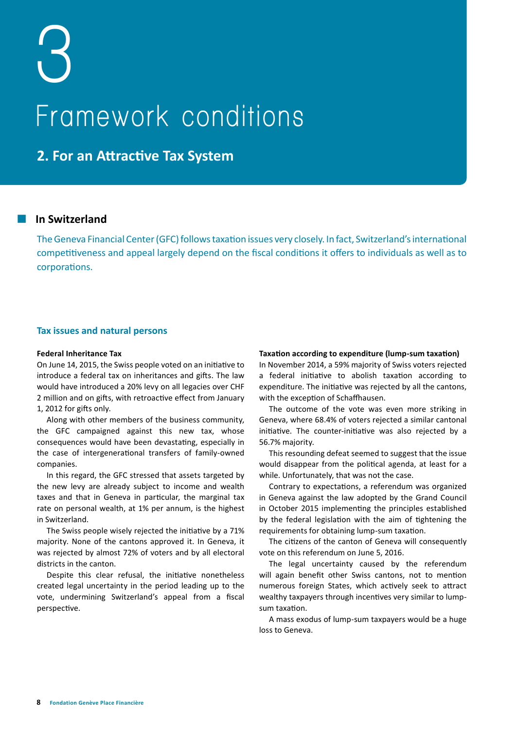# 3

# Framework conditions

## 2. For an Attractive Tax System

### In Switzerland

The Geneva Financial Center (GFC) follows taxation issues very closely. In fact, Switzerland's international competitiveness and appeal largely depend on the fiscal conditions it offers to individuals as well as to corporations.

#### Tax issues and natural persons

**Federal Inheritance Tax**

On June 14, 2015, the Swiss people voted on an initiative to introduce a federal tax on inheritances and gifts. The law would have introduced a 20% levy on all legacies over CHF 2 million and on gifts, with retroactive effect from January 1, 2012 for gifts only.

Along with other members of the business community, the GFC campaigned against this new tax, whose consequences would have been devastating, especially in the case of intergenerational transfers of family-owned companies.

In this regard, the GFC stressed that assets targeted by the new levy are already subject to income and wealth taxes and that in Geneva in particular, the marginal tax rate on personal wealth, at 1% per annum, is the highest in Switzerland.

The Swiss people wisely rejected the initiative by a 71% majority. None of the cantons approved it. In Geneva, it was rejected by almost 72% of voters and by all electoral districts in the canton.

Despite this clear refusal, the initiative nonetheless created legal uncertainty in the period leading up to the vote, undermining Switzerland's appeal from a fiscal perspective.

**Taxation according to expenditure (lump-sum taxation)**

In November 2014, a 59% majority of Swiss voters rejected a federal initiative to abolish taxation according to expenditure. The initiative was rejected by all the cantons, with the exception of Schaffhausen.

The outcome of the vote was even more striking in Geneva, where 68.4% of voters rejected a similar cantonal initiative. The counter-initiative was also rejected by a 56.7% majority.

This resounding defeat seemed to suggest that the issue would disappear from the political agenda, at least for a while. Unfortunately, that was not the case.

Contrary to expectations, a referendum was organized in Geneva against the law adopted by the Grand Council in October 2015 implementing the principles established by the federal legislation with the aim of tightening the requirements for obtaining lump-sum taxation.

The citizens of the canton of Geneva will consequently vote on this referendum on June 5, 2016.

The legal uncertainty caused by the referendum will again benefit other Swiss cantons, not to mention numerous foreign States, which actively seek to attract wealthy taxpayers through incentives very similar to lump-sum taxation.

A mass exodus of lump-sum taxpayers would be a huge loss to Geneva.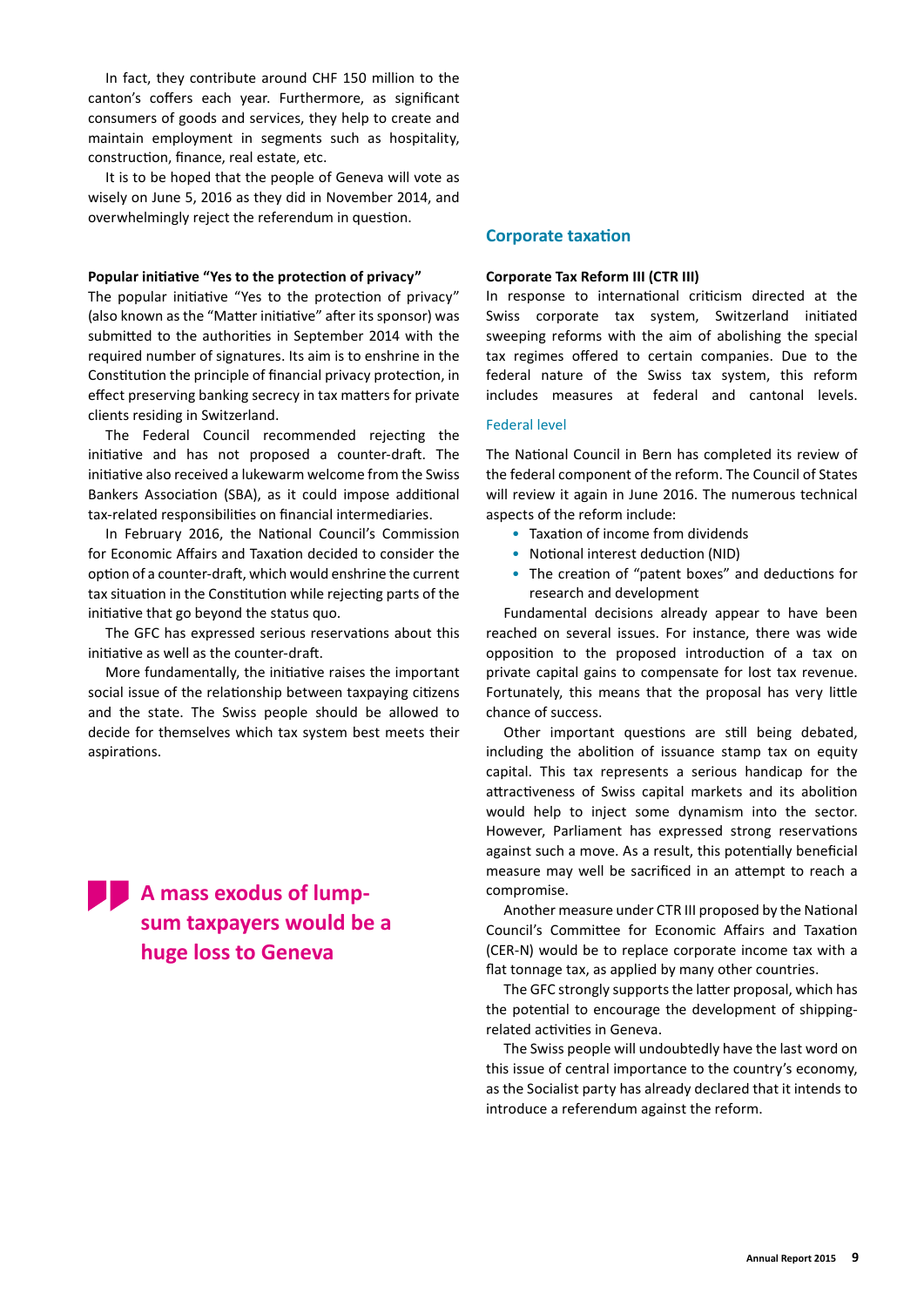In fact, they contribute around CHF 150 million to the canton's coffers each year. Furthermore, as significant consumers of goods and services, they help to create and maintain employment in segments such as hospitality, construction, finance, real estate, etc.

It is to be hoped that the people of Geneva will vote as wisely on June 5, 2016 as they did in November 2014, and overwhelmingly reject the referendum in question.

**Popular initiative "Yes to the protection of privacy"**

The popular initiative "Yes to the protection of privacy" (also known as the "Matter initiative" after its sponsor) was submitted to the authorities in September 2014 with the required number of signatures. Its aim is to enshrine in the Constitution the principle of financial privacy protection, in effect preserving banking secrecy in tax matters for private clients residing in Switzerland.

The Federal Council recommended rejecting the initiative and has not proposed a counter-draft. The initiative also received a lukewarm welcome from the Swiss Bankers Association (SBA), as it could impose additional tax-related responsibilities on financial intermediaries.

In February 2016, the National Council's Commission for Economic Affairs and Taxation decided to consider the option of a counter-draft, which would enshrine the current tax situation in the Constitution while rejecting parts of the initiative that go beyond the status quo.

The GFC has expressed serious reservations about this initiative as well as the counter-draft.

More fundamentally, the initiative raises the important social issue of the relationship between taxpaying citizens and the state. The Swiss people should be allowed to decide for themselves which tax system best meets their aspirations.

> **A mass exodus of lump-sum taxpayers would be a huge loss to Geneva**

## Corporate taxation

**Corporate Tax Reform III (CTR III)**

In response to international criticism directed at the Swiss corporate tax system, Switzerland initiated sweeping reforms with the aim of abolishing the special tax regimes offered to certain companies. Due to the federal nature of the Swiss tax system, this reform includes measures at federal and cantonal levels.

### Federal level

The National Council in Bern has completed its review of the federal component of the reform. The Council of States will review it again in June 2016. The numerous technical aspects of the reform include:

- Taxation of income from dividends
- Notional interest deduction (NID)
- The creation of "patent boxes" and deductions for research and development

Fundamental decisions already appear to have been reached on several issues. For instance, there was wide opposition to the proposed introduction of a tax on private capital gains to compensate for lost tax revenue. Fortunately, this means that the proposal has very little chance of success.

Other important questions are still being debated, including the abolition of issuance stamp tax on equity capital. This tax represents a serious handicap for the attractiveness of Swiss capital markets and its abolition would help to inject some dynamism into the sector. However, Parliament has expressed strong reservations against such a move. As a result, this potentially beneficial measure may well be sacrificed in an attempt to reach a compromise.

Another measure under CTR III proposed by the National Council's Committee for Economic Affairs and Taxation (CER-N) would be to replace corporate income tax with a flat tonnage tax, as applied by many other countries.

The GFC strongly supports the latter proposal, which has the potential to encourage the development of shipping-related activities in Geneva.

The Swiss people will undoubtedly have the last word on this issue of central importance to the country's economy, as the Socialist party has already declared that it intends to introduce a referendum against the reform.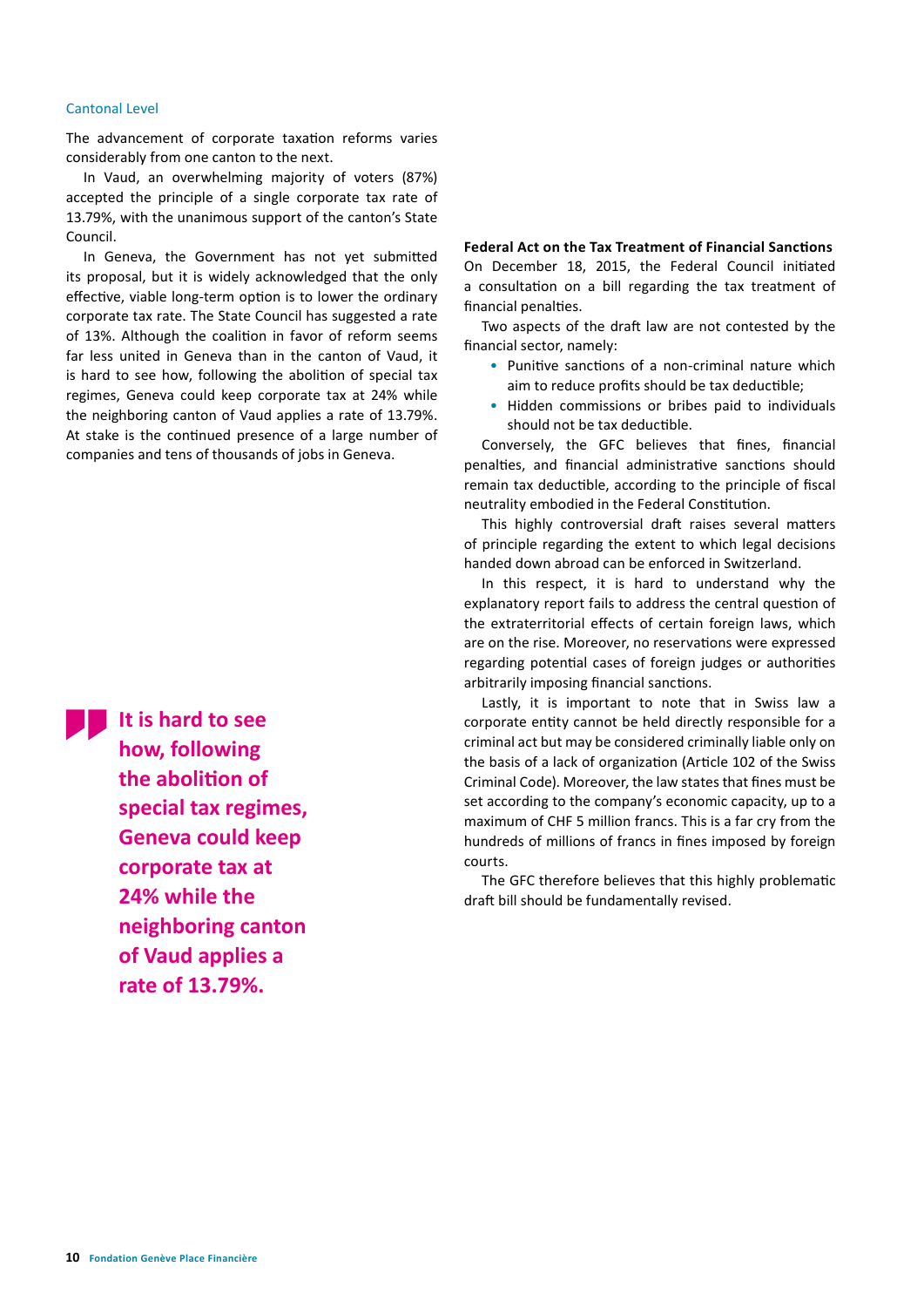### Cantonal Level

The advancement of corporate taxation reforms varies considerably from one canton to the next.

In Vaud, an overwhelming majority of voters (87%) accepted the principle of a single corporate tax rate of 13.79%, with the unanimous support of the canton's State Council.

In Geneva, the Government has not yet submitted its proposal, but it is widely acknowledged that the only effective, viable long-term option is to lower the ordinary corporate tax rate. The State Council has suggested a rate of 13%. Although the coalition in favor of reform seems far less united in Geneva than in the canton of Vaud, it is hard to see how, following the abolition of special tax regimes, Geneva could keep corporate tax at 24% while the neighboring canton of Vaud applies a rate of 13.79%. At stake is the continued presence of a large number of companies and tens of thousands of jobs in Geneva.

> **It is hard to see how, following the abolition of special tax regimes, Geneva could keep corporate tax at 24% while the neighboring canton of Vaud applies a rate of 13.79%.**

**Federal Act on the Tax Treatment of Financial Sanctions**

On December 18, 2015, the Federal Council initiated a consultation on a bill regarding the tax treatment of financial penalties.

Two aspects of the draft law are not contested by the financial sector, namely:

- Punitive sanctions of a non-criminal nature which aim to reduce profits should be tax deductible;
- Hidden commissions or bribes paid to individuals should not be tax deductible.

Conversely, the GFC believes that fines, financial penalties, and financial administrative sanctions should remain tax deductible, according to the principle of fiscal neutrality embodied in the Federal Constitution.

This highly controversial draft raises several matters of principle regarding the extent to which legal decisions handed down abroad can be enforced in Switzerland.

In this respect, it is hard to understand why the explanatory report fails to address the central question of the extraterritorial effects of certain foreign laws, which are on the rise. Moreover, no reservations were expressed regarding potential cases of foreign judges or authorities arbitrarily imposing financial sanctions.

Lastly, it is important to note that in Swiss law a corporate entity cannot be held directly responsible for a criminal act but may be considered criminally liable only on the basis of a lack of organization (Article 102 of the Swiss Criminal Code). Moreover, the law states that fines must be set according to the company's economic capacity, up to a maximum of CHF 5 million francs. This is a far cry from the hundreds of millions of francs in fines imposed by foreign courts.

The GFC therefore believes that this highly problematic draft bill should be fundamentally revised.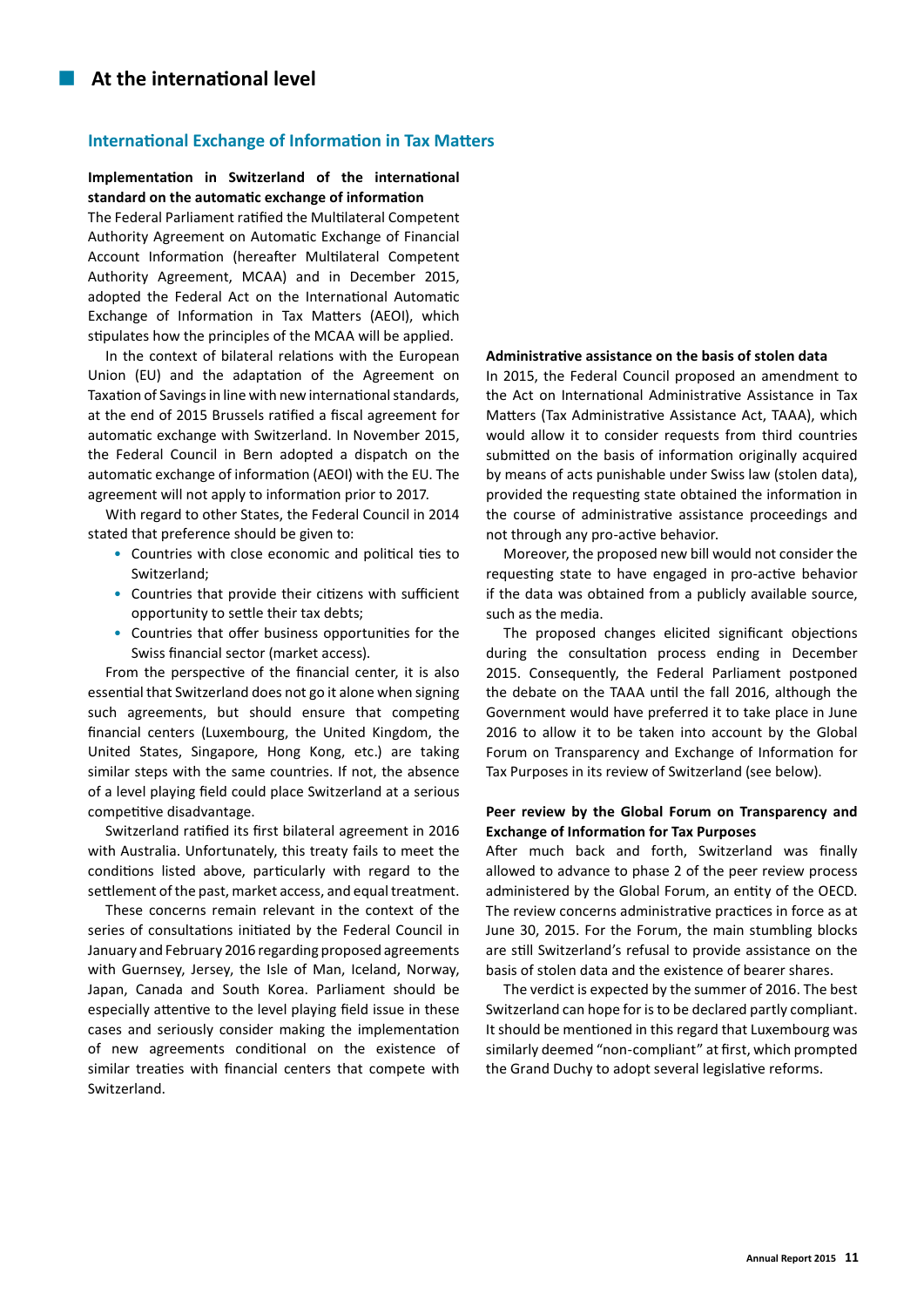## At the international level

### International Exchange of Information in Tax Matters

**Implementation in Switzerland of the international standard on the automatic exchange of information**

The Federal Parliament ratified the Multilateral Competent Authority Agreement on Automatic Exchange of Financial Account Information (hereafter Multilateral Competent Authority Agreement, MCAA) and in December 2015, adopted the Federal Act on the International Automatic Exchange of Information in Tax Matters (AEOI), which stipulates how the principles of the MCAA will be applied.

In the context of bilateral relations with the European Union (EU) and the adaptation of the Agreement on Taxation of Savings in line with new international standards, at the end of 2015 Brussels ratified a fiscal agreement for automatic exchange with Switzerland. In November 2015, the Federal Council in Bern adopted a dispatch on the automatic exchange of information (AEOI) with the EU. The agreement will not apply to information prior to 2017.

With regard to other States, the Federal Council in 2014 stated that preference should be given to:

- Countries with close economic and political ties to Switzerland;
- Countries that provide their citizens with sufficient opportunity to settle their tax debts;
- Countries that offer business opportunities for the Swiss financial sector (market access).

From the perspective of the financial center, it is also essential that Switzerland does not go it alone when signing such agreements, but should ensure that competing financial centers (Luxembourg, the United Kingdom, the United States, Singapore, Hong Kong, etc.) are taking similar steps with the same countries. If not, the absence of a level playing field could place Switzerland at a serious competitive disadvantage.

Switzerland ratified its first bilateral agreement in 2016 with Australia. Unfortunately, this treaty fails to meet the conditions listed above, particularly with regard to the settlement of the past, market access, and equal treatment.

These concerns remain relevant in the context of the series of consultations initiated by the Federal Council in January and February 2016 regarding proposed agreements with Guernsey, Jersey, the Isle of Man, Iceland, Norway, Japan, Canada and South Korea. Parliament should be especially attentive to the level playing field issue in these cases and seriously consider making the implementation of new agreements conditional on the existence of similar treaties with financial centers that compete with Switzerland.

**Administrative assistance on the basis of stolen data**

In 2015, the Federal Council proposed an amendment to the Act on International Administrative Assistance in Tax Matters (Tax Administrative Assistance Act, TAAA), which would allow it to consider requests from third countries submitted on the basis of information originally acquired by means of acts punishable under Swiss law (stolen data), provided the requesting state obtained the information in the course of administrative assistance proceedings and not through any pro-active behavior.

Moreover, the proposed new bill would not consider the requesting state to have engaged in pro-active behavior if the data was obtained from a publicly available source, such as the media.

The proposed changes elicited significant objections during the consultation process ending in December 2015. Consequently, the Federal Parliament postponed the debate on the TAAA until the fall 2016, although the Government would have preferred it to take place in June 2016 to allow it to be taken into account by the Global Forum on Transparency and Exchange of Information for Tax Purposes in its review of Switzerland (see below).

**Peer review by the Global Forum on Transparency and Exchange of Information for Tax Purposes**

After much back and forth, Switzerland was finally allowed to advance to phase 2 of the peer review process administered by the Global Forum, an entity of the OECD. The review concerns administrative practices in force as at June 30, 2015. For the Forum, the main stumbling blocks are still Switzerland's refusal to provide assistance on the basis of stolen data and the existence of bearer shares.

The verdict is expected by the summer of 2016. The best Switzerland can hope for is to be declared partly compliant. It should be mentioned in this regard that Luxembourg was similarly deemed "non-compliant" at first, which prompted the Grand Duchy to adopt several legislative reforms.